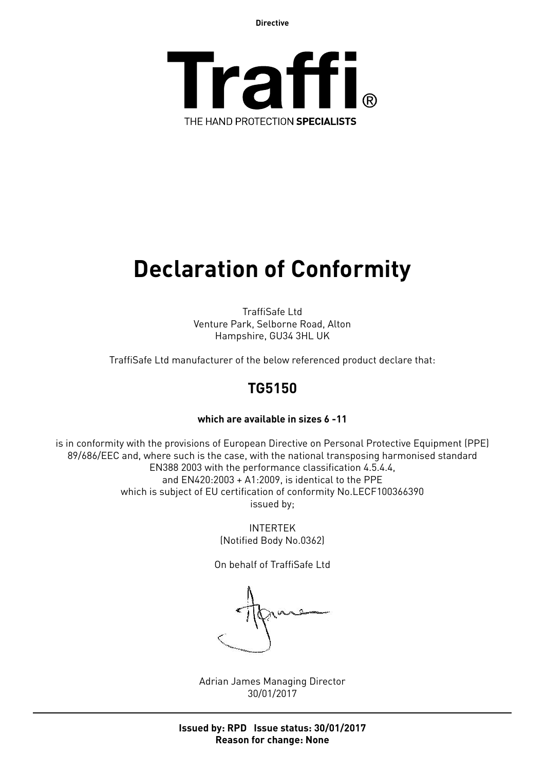Directive

**Traffi®**

THE HAND PROTECTION **SPECIALISTS**

# Declaration of Conformity

TraffiSafe Ltd
Venture Park, Selborne Road, Alton
Hampshire, GU34 3HL UK

TraffiSafe Ltd manufacturer of the below referenced product declare that:

## TG5150

**which are available in sizes 6 -11**

is in conformity with the provisions of European Directive on Personal Protective Equipment (PPE) 89/686/EEC and, where such is the case, with the national transposing harmonised standard EN388 2003 with the performance classification 4.5.4.4, and EN420:2003 + A1:2009, is identical to the PPE which is subject of EU certification of conformity No.LECF100366390 issued by;

INTERTEK
(Notified Body No.0362)

On behalf of TraffiSafe Ltd

Adrian James Managing Director
30/01/2017

---

**Issued by: RPD Issue status: 30/01/2017**
**Reason for change: None**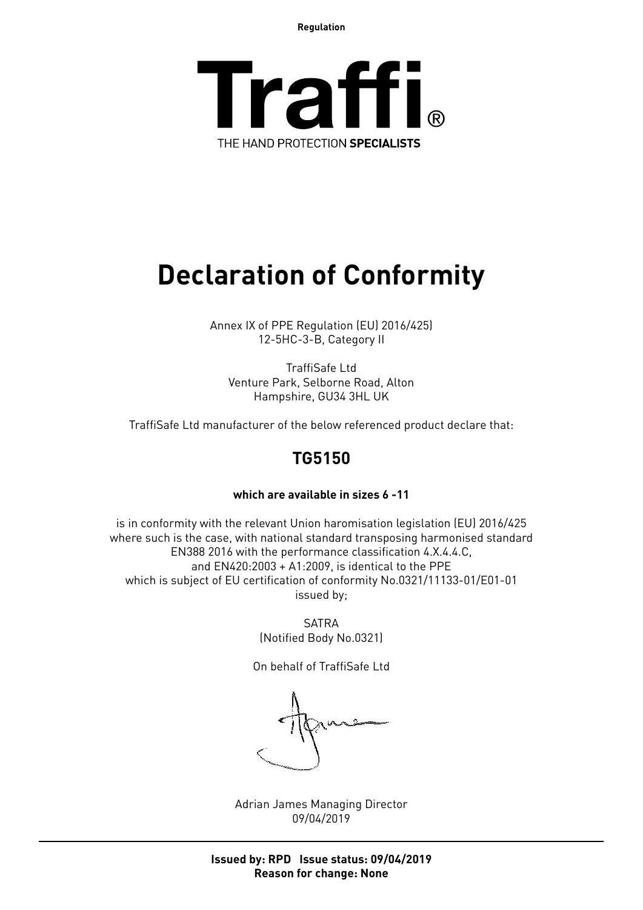Regulation

# Traffi®

THE HAND PROTECTION **SPECIALISTS**

# Declaration of Conformity

Annex IX of PPE Regulation (EU) 2016/425)
12-5HC-3-B, Category II

TraffiSafe Ltd
Venture Park, Selborne Road, Alton
Hampshire, GU34 3HL UK

TraffiSafe Ltd manufacturer of the below referenced product declare that:

## TG5150

**which are available in sizes 6 -11**

is in conformity with the relevant Union haromisation legislation (EU) 2016/425
where such is the case, with national standard transposing harmonised standard
EN388 2016 with the performance classification 4.X.4.4.C,
and EN420:2003 + A1:2009, is identical to the PPE
which is subject of EU certification of conformity No.0321/11133-01/E01-01
issued by;

SATRA
(Notified Body No.0321)

On behalf of TraffiSafe Ltd

Adrian James Managing Director
09/04/2019

**Issued by: RPD Issue status: 09/04/2019**
**Reason for change: None**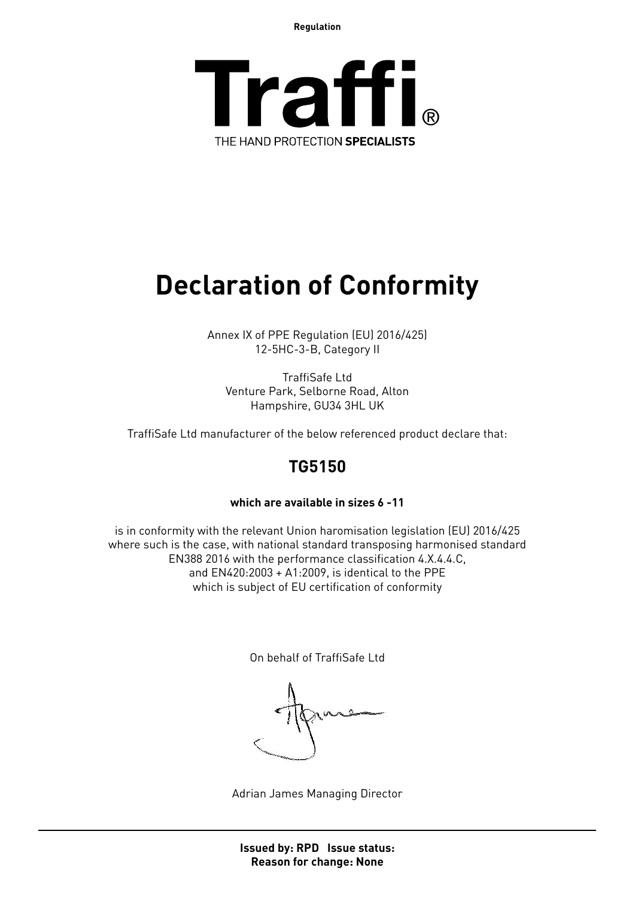Regulation

Traffi®

THE HAND PROTECTION **SPECIALISTS**

# Declaration of Conformity

Annex IX of PPE Regulation (EU) 2016/425)
12-5HC-3-B, Category II

TraffiSafe Ltd
Venture Park, Selborne Road, Alton
Hampshire, GU34 3HL UK

TraffiSafe Ltd manufacturer of the below referenced product declare that:

## TG5150

**which are available in sizes 6 -11**

is in conformity with the relevant Union haromisation legislation (EU) 2016/425
where such is the case, with national standard transposing harmonised standard
EN388 2016 with the performance classification 4.X.4.4.C,
and EN420:2003 + A1:2009, is identical to the PPE
which is subject of EU certification of conformity

On behalf of TraffiSafe Ltd

Adrian James Managing Director

**Issued by: RPD Issue status:**
**Reason for change: None**